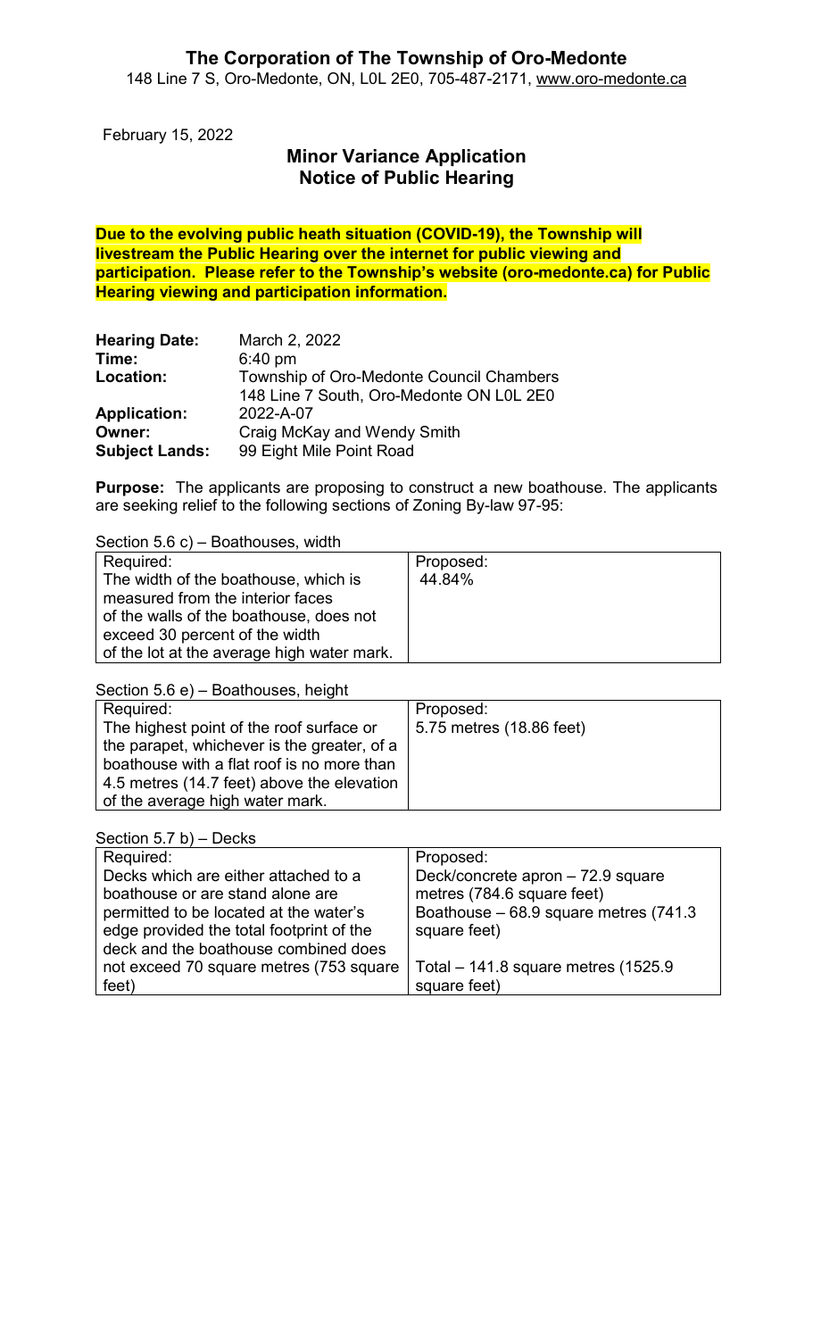# The Corporation of The Township of Oro-Medonte

148 Line 7 S, Oro-Medonte, ON, L0L 2E0, 705-487-2171, www.oro-medonte.ca

February 15, 2022

## Minor Variance Application
## Notice of Public Hearing

**Due to the evolving public heath situation (COVID-19), the Township will livestream the Public Hearing over the internet for public viewing and participation. Please refer to the Township's website (oro-medonte.ca) for Public Hearing viewing and participation information.**

| | |
|---|---|
| **Hearing Date:** | March 2, 2022 |
| **Time:** | 6:40 pm |
| **Location:** | Township of Oro-Medonte Council Chambers<br>148 Line 7 South, Oro-Medonte ON L0L 2E0 |
| **Application:** | 2022-A-07 |
| **Owner:** | Craig McKay and Wendy Smith |
| **Subject Lands:** | 99 Eight Mile Point Road |

**Purpose:** The applicants are proposing to construct a new boathouse. The applicants are seeking relief to the following sections of Zoning By-law 97-95:

Section 5.6 c) – Boathouses, width

| Required: | Proposed: |
|---|---|
| The width of the boathouse, which is measured from the interior faces of the walls of the boathouse, does not exceed 30 percent of the width of the lot at the average high water mark. | 44.84% |

Section 5.6 e) – Boathouses, height

| Required: | Proposed: |
|---|---|
| The highest point of the roof surface or the parapet, whichever is the greater, of a boathouse with a flat roof is no more than 4.5 metres (14.7 feet) above the elevation of the average high water mark. | 5.75 metres (18.86 feet) |

Section 5.7 b) – Decks

| Required: | Proposed: |
|---|---|
| Decks which are either attached to a boathouse or are stand alone are permitted to be located at the water's edge provided the total footprint of the deck and the boathouse combined does not exceed 70 square metres (753 square feet) | Deck/concrete apron – 72.9 square metres (784.6 square feet)<br>Boathouse – 68.9 square metres (741.3 square feet)<br><br>Total – 141.8 square metres (1525.9 square feet) |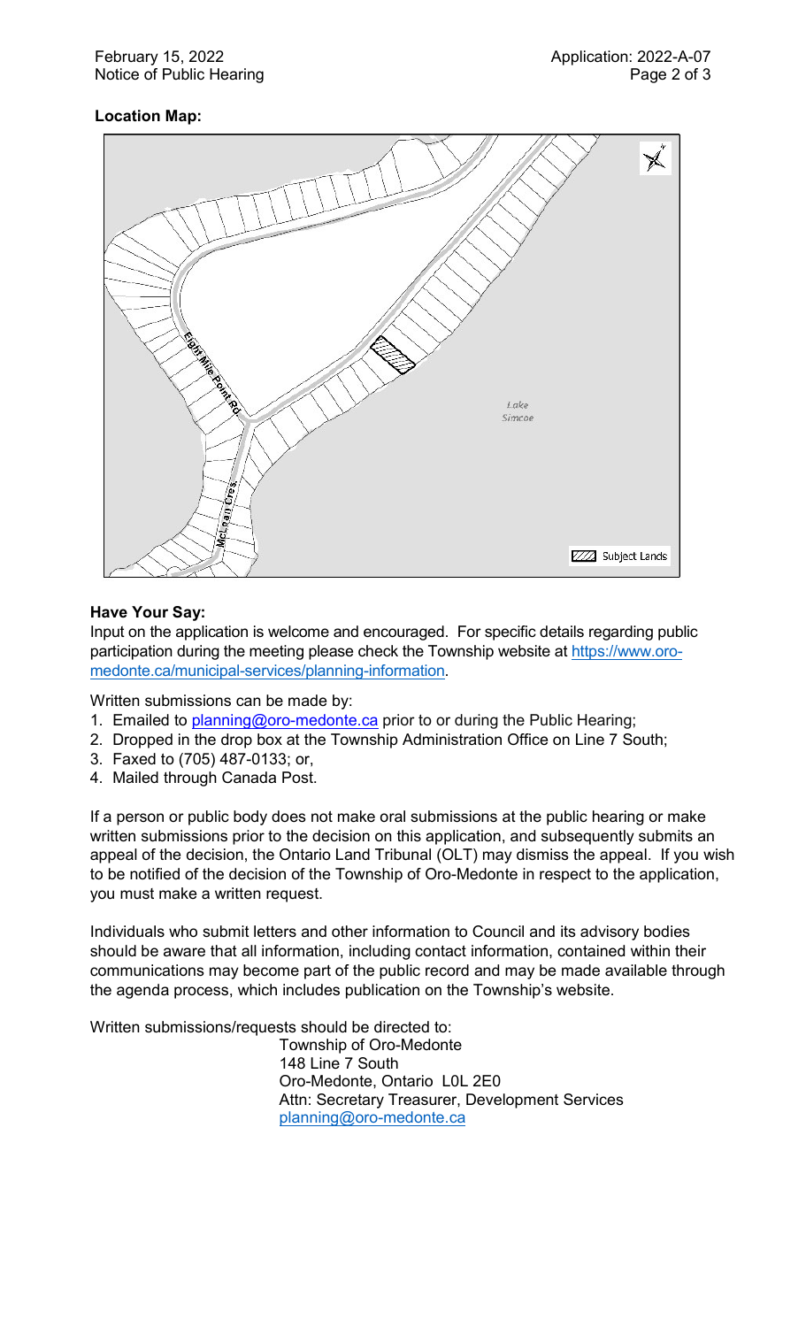**Location Map:**

**Have Your Say:**

Input on the application is welcome and encouraged. For specific details regarding public participation during the meeting please check the Township website at https://www.oro-medonte.ca/municipal-services/planning-information.

Written submissions can be made by:

1. Emailed to planning@oro-medonte.ca prior to or during the Public Hearing;
2. Dropped in the drop box at the Township Administration Office on Line 7 South;
3. Faxed to (705) 487-0133; or,
4. Mailed through Canada Post.

If a person or public body does not make oral submissions at the public hearing or make written submissions prior to the decision on this application, and subsequently submits an appeal of the decision, the Ontario Land Tribunal (OLT) may dismiss the appeal. If you wish to be notified of the decision of the Township of Oro-Medonte in respect to the application, you must make a written request.

Individuals who submit letters and other information to Council and its advisory bodies should be aware that all information, including contact information, contained within their communications may become part of the public record and may be made available through the agenda process, which includes publication on the Township's website.

Written submissions/requests should be directed to:

Township of Oro-Medonte
148 Line 7 South
Oro-Medonte, Ontario L0L 2E0
Attn: Secretary Treasurer, Development Services
planning@oro-medonte.ca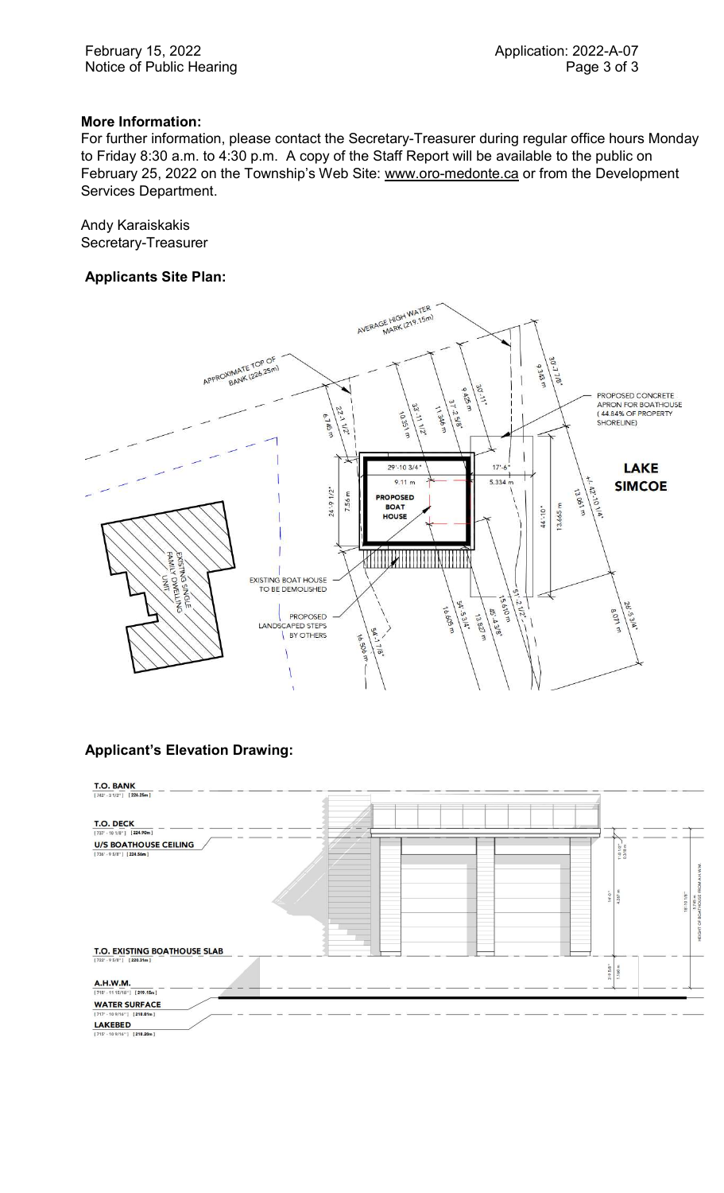## More Information:

For further information, please contact the Secretary-Treasurer during regular office hours Monday to Friday 8:30 a.m. to 4:30 p.m. A copy of the Staff Report will be available to the public on February 25, 2022 on the Township's Web Site: www.oro-medonte.ca or from the Development Services Department.

Andy Karaiskakis
Secretary-Treasurer

## Applicants Site Plan:

AVERAGE HIGH WATER MARK (219.15m)

APPROXIMATE TOP OF BANK (226.25m)

PROPOSED CONCRETE APRON FOR BOATHOUSE (44.84% OF PROPERTY SHORELINE)

LAKE SIMCOE

PROPOSED BOAT HOUSE

EXISTING SINGLE FAMILY DWELLING UNIT

EXISTING BOAT HOUSE TO BE DEMOLISHED

PROPOSED LANDSCAPED STEPS BY OTHERS

29'-10 3/4" 9.11 m

17'-6" 5.334 m

24'-9 1/2" 7.56 m

44'-10" 13.665 m

+/- 42'-10 1/4" 13.061 m

22'-1 1/2" 6.745 m

33'-11 1/2" 10.351 m

37'-2 5/8" 11.346 m

30'-11" 9.425 m

30'-7 7/8" 9.343 m

54'-5 3/4" 16.605 m

45'-4 3/8" 13.827 m

51'-2 1/2" 15.610 m

54'-1 7/8" 16.506 m

26'-5 3/4" 8.071 m

## Applicant's Elevation Drawing:

T.O. BANK [742' - 3 1/2"] [226.25m]

T.O. DECK [737' - 10 1/8"] [224.90m]

U/S BOATHOUSE CEILING [736' - 9 5/8"] [224.56m]

T.O. EXISTING BOATHOUSE SLAB [722' - 9 3/8"] [220.31m]

A.H.W.M. [718' - 11 15/16"] [219.15m]

WATER SURFACE [717' - 10 9/16"] [218.81m]

LAKEBED [715' - 10 9/16"] [218.20m]

1'-0 1/2" 0.318 m

14'-0" 4.267 m

3'-9 5/8" 1.560 m

18'-10 1/8" 5.745 m HEIGHT OF BOATHOUSE FROM A.H.W.M.